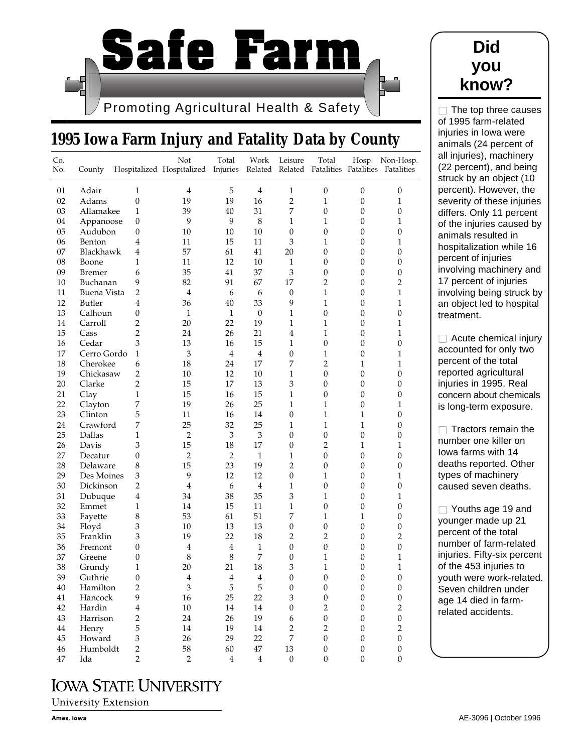# Safe Farm

Promoting Agricultural Health & Safety

## 1995 Iowa Farm Injury and Fatality Data by County

| Co. No. | County | Hospitalized | Not Hospitalized | Total Injuries | Work Related | Leisure Related | Total Fatalities | Hosp. Fatalities | Non-Hosp. Fatalities |
|---|---|---|---|---|---|---|---|---|---|
| 01 | Adair | 1 | 4 | 5 | 4 | 1 | 0 | 0 | 0 |
| 02 | Adams | 0 | 19 | 19 | 16 | 2 | 1 | 0 | 1 |
| 03 | Allamakee | 1 | 39 | 40 | 31 | 7 | 0 | 0 | 0 |
| 04 | Appanoose | 0 | 9 | 9 | 8 | 1 | 1 | 0 | 1 |
| 05 | Audubon | 0 | 10 | 10 | 10 | 0 | 0 | 0 | 0 |
| 06 | Benton | 4 | 11 | 15 | 11 | 3 | 1 | 0 | 1 |
| 07 | Blackhawk | 4 | 57 | 61 | 41 | 20 | 0 | 0 | 0 |
| 08 | Boone | 1 | 11 | 12 | 10 | 1 | 0 | 0 | 0 |
| 09 | Bremer | 6 | 35 | 41 | 37 | 3 | 0 | 0 | 0 |
| 10 | Buchanan | 9 | 82 | 91 | 67 | 17 | 2 | 0 | 2 |
| 11 | Buena Vista | 2 | 4 | 6 | 6 | 0 | 1 | 0 | 1 |
| 12 | Butler | 4 | 36 | 40 | 33 | 9 | 1 | 0 | 1 |
| 13 | Calhoun | 0 | 1 | 1 | 0 | 1 | 0 | 0 | 0 |
| 14 | Carroll | 2 | 20 | 22 | 19 | 1 | 1 | 0 | 1 |
| 15 | Cass | 2 | 24 | 26 | 21 | 4 | 1 | 0 | 1 |
| 16 | Cedar | 3 | 13 | 16 | 15 | 1 | 0 | 0 | 0 |
| 17 | Cerro Gordo | 1 | 3 | 4 | 4 | 0 | 1 | 0 | 1 |
| 18 | Cherokee | 6 | 18 | 24 | 17 | 7 | 2 | 1 | 1 |
| 19 | Chickasaw | 2 | 10 | 12 | 10 | 1 | 0 | 0 | 0 |
| 20 | Clarke | 2 | 15 | 17 | 13 | 3 | 0 | 0 | 0 |
| 21 | Clay | 1 | 15 | 16 | 15 | 1 | 0 | 0 | 0 |
| 22 | Clayton | 7 | 19 | 26 | 25 | 1 | 1 | 0 | 1 |
| 23 | Clinton | 5 | 11 | 16 | 14 | 0 | 1 | 1 | 0 |
| 24 | Crawford | 7 | 25 | 32 | 25 | 1 | 1 | 1 | 0 |
| 25 | Dallas | 1 | 2 | 3 | 3 | 0 | 0 | 0 | 0 |
| 26 | Davis | 3 | 15 | 18 | 17 | 0 | 2 | 1 | 1 |
| 27 | Decatur | 0 | 2 | 2 | 1 | 1 | 0 | 0 | 0 |
| 28 | Delaware | 8 | 15 | 23 | 19 | 2 | 0 | 0 | 0 |
| 29 | Des Moines | 3 | 9 | 12 | 12 | 0 | 1 | 0 | 1 |
| 30 | Dickinson | 2 | 4 | 6 | 4 | 1 | 0 | 0 | 0 |
| 31 | Dubuque | 4 | 34 | 38 | 35 | 3 | 1 | 0 | 1 |
| 32 | Emmet | 1 | 14 | 15 | 11 | 1 | 0 | 0 | 0 |
| 33 | Fayette | 8 | 53 | 61 | 51 | 7 | 1 | 1 | 0 |
| 34 | Floyd | 3 | 10 | 13 | 13 | 0 | 0 | 0 | 0 |
| 35 | Franklin | 3 | 19 | 22 | 18 | 2 | 2 | 0 | 2 |
| 36 | Fremont | 0 | 4 | 4 | 1 | 0 | 0 | 0 | 0 |
| 37 | Greene | 0 | 8 | 8 | 7 | 0 | 1 | 0 | 1 |
| 38 | Grundy | 1 | 20 | 21 | 18 | 3 | 1 | 0 | 1 |
| 39 | Guthrie | 0 | 4 | 4 | 4 | 0 | 0 | 0 | 0 |
| 40 | Hamilton | 2 | 3 | 5 | 5 | 0 | 0 | 0 | 0 |
| 41 | Hancock | 9 | 16 | 25 | 22 | 3 | 0 | 0 | 0 |
| 42 | Hardin | 4 | 10 | 14 | 14 | 0 | 2 | 0 | 2 |
| 43 | Harrison | 2 | 24 | 26 | 19 | 6 | 0 | 0 | 0 |
| 44 | Henry | 5 | 14 | 19 | 14 | 2 | 2 | 0 | 2 |
| 45 | Howard | 3 | 26 | 29 | 22 | 7 | 0 | 0 | 0 |
| 46 | Humboldt | 2 | 58 | 60 | 47 | 13 | 0 | 0 | 0 |
| 47 | Ida | 2 | 2 | 4 | 4 | 0 | 0 | 0 | 0 |

## Did you know?

- The top three causes of 1995 farm-related injuries in Iowa were animals (24 percent of all injuries), machinery (22 percent), and being struck by an object (10 percent). However, the severity of these injuries differs. Only 11 percent of the injuries caused by animals resulted in hospitalization while 16 percent of injuries involving machinery and 17 percent of injuries involving being struck by an object led to hospital treatment.

- Acute chemical injury accounted for only two percent of the total reported agricultural injuries in 1995. Real concern about chemicals is long-term exposure.

- Tractors remain the number one killer on Iowa farms with 14 deaths reported. Other types of machinery caused seven deaths.

- Youths age 19 and younger made up 21 percent of the total number of farm-related injuries. Fifty-six percent of the 453 injuries to youth were work-related. Seven children under age 14 died in farm-related accidents.

IOWA STATE UNIVERSITY
University Extension
Ames, Iowa

AE-3096 | October 1996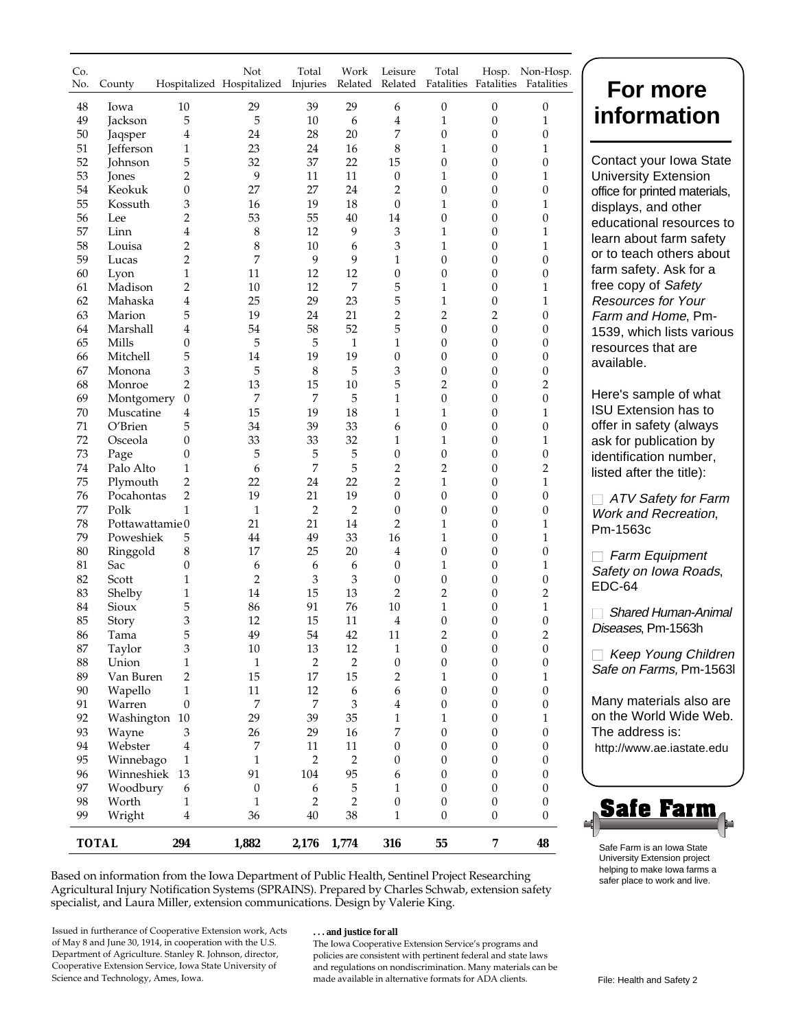| Co. No. | County | Hospitalized | Not Hospitalized | Total Injuries | Work Related | Leisure Related | Total Fatalities | Hosp. Fatalities | Non-Hosp. Fatalities |
|---|---|---|---|---|---|---|---|---|---|
| 48 | Iowa | 10 | 29 | 39 | 29 | 6 | 0 | 0 | 0 |
| 49 | Jackson | 5 | 5 | 10 | 6 | 4 | 1 | 0 | 1 |
| 50 | Jaqsper | 4 | 24 | 28 | 20 | 7 | 0 | 0 | 0 |
| 51 | Jefferson | 1 | 23 | 24 | 16 | 8 | 1 | 0 | 1 |
| 52 | Johnson | 5 | 32 | 37 | 22 | 15 | 0 | 0 | 0 |
| 53 | Jones | 2 | 9 | 11 | 11 | 0 | 1 | 0 | 1 |
| 54 | Keokuk | 0 | 27 | 27 | 24 | 2 | 0 | 0 | 0 |
| 55 | Kossuth | 3 | 16 | 19 | 18 | 0 | 1 | 0 | 1 |
| 56 | Lee | 2 | 53 | 55 | 40 | 14 | 0 | 0 | 0 |
| 57 | Linn | 4 | 8 | 12 | 9 | 3 | 1 | 0 | 1 |
| 58 | Louisa | 2 | 8 | 10 | 6 | 3 | 1 | 0 | 1 |
| 59 | Lucas | 2 | 7 | 9 | 9 | 1 | 0 | 0 | 0 |
| 60 | Lyon | 1 | 11 | 12 | 12 | 0 | 0 | 0 | 0 |
| 61 | Madison | 2 | 10 | 12 | 7 | 5 | 1 | 0 | 1 |
| 62 | Mahaska | 4 | 25 | 29 | 23 | 5 | 1 | 0 | 1 |
| 63 | Marion | 5 | 19 | 24 | 21 | 2 | 2 | 2 | 0 |
| 64 | Marshall | 4 | 54 | 58 | 52 | 5 | 0 | 0 | 0 |
| 65 | Mills | 0 | 5 | 5 | 1 | 1 | 0 | 0 | 0 |
| 66 | Mitchell | 5 | 14 | 19 | 19 | 0 | 0 | 0 | 0 |
| 67 | Monona | 3 | 5 | 8 | 5 | 3 | 0 | 0 | 0 |
| 68 | Monroe | 2 | 13 | 15 | 10 | 5 | 2 | 0 | 2 |
| 69 | Montgomery | 0 | 7 | 7 | 5 | 1 | 0 | 0 | 0 |
| 70 | Muscatine | 4 | 15 | 19 | 18 | 1 | 1 | 0 | 1 |
| 71 | O'Brien | 5 | 34 | 39 | 33 | 6 | 0 | 0 | 0 |
| 72 | Osceola | 0 | 33 | 33 | 32 | 1 | 1 | 0 | 1 |
| 73 | Page | 0 | 5 | 5 | 5 | 0 | 0 | 0 | 0 |
| 74 | Palo Alto | 1 | 6 | 7 | 5 | 2 | 2 | 0 | 2 |
| 75 | Plymouth | 2 | 22 | 24 | 22 | 2 | 1 | 0 | 1 |
| 76 | Pocahontas | 2 | 19 | 21 | 19 | 0 | 0 | 0 | 0 |
| 77 | Polk | 1 | 1 | 2 | 2 | 0 | 0 | 0 | 0 |
| 78 | Pottawattamie | 0 | 21 | 21 | 14 | 2 | 1 | 0 | 1 |
| 79 | Poweshiek | 5 | 44 | 49 | 33 | 16 | 1 | 0 | 1 |
| 80 | Ringgold | 8 | 17 | 25 | 20 | 4 | 0 | 0 | 0 |
| 81 | Sac | 0 | 6 | 6 | 6 | 0 | 1 | 0 | 1 |
| 82 | Scott | 1 | 2 | 3 | 3 | 0 | 0 | 0 | 0 |
| 83 | Shelby | 1 | 14 | 15 | 13 | 2 | 2 | 0 | 2 |
| 84 | Sioux | 5 | 86 | 91 | 76 | 10 | 1 | 0 | 1 |
| 85 | Story | 3 | 12 | 15 | 11 | 4 | 0 | 0 | 0 |
| 86 | Tama | 5 | 49 | 54 | 42 | 11 | 2 | 0 | 2 |
| 87 | Taylor | 3 | 10 | 13 | 12 | 1 | 0 | 0 | 0 |
| 88 | Union | 1 | 1 | 2 | 2 | 0 | 0 | 0 | 0 |
| 89 | Van Buren | 2 | 15 | 17 | 15 | 2 | 1 | 0 | 1 |
| 90 | Wapello | 1 | 11 | 12 | 6 | 6 | 0 | 0 | 0 |
| 91 | Warren | 0 | 7 | 7 | 3 | 4 | 0 | 0 | 0 |
| 92 | Washington | 10 | 29 | 39 | 35 | 1 | 1 | 0 | 1 |
| 93 | Wayne | 3 | 26 | 29 | 16 | 7 | 0 | 0 | 0 |
| 94 | Webster | 4 | 7 | 11 | 11 | 0 | 0 | 0 | 0 |
| 95 | Winnebago | 1 | 1 | 2 | 2 | 0 | 0 | 0 | 0 |
| 96 | Winneshiek | 13 | 91 | 104 | 95 | 6 | 0 | 0 | 0 |
| 97 | Woodbury | 6 | 0 | 6 | 5 | 1 | 0 | 0 | 0 |
| 98 | Worth | 1 | 1 | 2 | 2 | 0 | 0 | 0 | 0 |
| 99 | Wright | 4 | 36 | 40 | 38 | 1 | 0 | 0 | 0 |
| **TOTAL** | | **294** | **1,882** | **2,176** | **1,774** | **316** | **55** | **7** | **48** |

Based on information from the Iowa Department of Public Health, Sentinel Project Researching Agricultural Injury Notification Systems (SPRAINS). Prepared by Charles Schwab, extension safety specialist, and Laura Miller, extension communications. Design by Valerie King.

## For more information

Contact your Iowa State University Extension office for printed materials, displays, and other educational resources to learn about farm safety or to teach others about farm safety. Ask for a free copy of *Safety Resources for Your Farm and Home*, Pm-1539, which lists various resources that are available.

Here's sample of what ISU Extension has to offer in safety (always ask for publication by identification number, listed after the title):

- *ATV Safety for Farm Work and Recreation*, Pm-1563c
- *Farm Equipment Safety on Iowa Roads*, EDC-64
- *Shared Human-Animal Diseases*, Pm-1563h
- *Keep Young Children Safe on Farms,* Pm-1563l

Many materials also are on the World Wide Web. The address is:
http://www.ae.iastate.edu

**Safe Farm**

Safe Farm is an Iowa State University Extension project helping to make Iowa farms a safer place to work and live.

Issued in furtherance of Cooperative Extension work, Acts of May 8 and June 30, 1914, in cooperation with the U.S. Department of Agriculture. Stanley R. Johnson, director, Cooperative Extension Service, Iowa State University of Science and Technology, Ames, Iowa.

**. . . and justice for all**
The Iowa Cooperative Extension Service's programs and policies are consistent with pertinent federal and state laws and regulations on nondiscrimination. Many materials can be made available in alternative formats for ADA clients.

File: Health and Safety 2